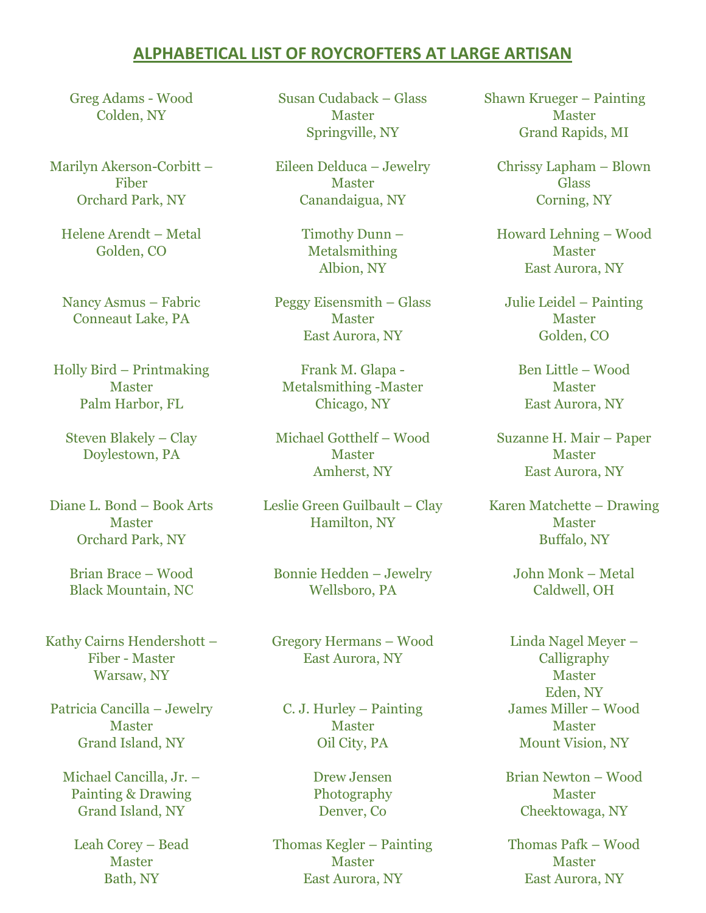## ALPHABETICAL LIST OF ROYCROFTERS AT LARGE ARTISAN

Greg Adams - Wood
Colden, NY

Marilyn Akerson-Corbitt – Fiber
Orchard Park, NY

Helene Arendt – Metal
Golden, CO

Nancy Asmus – Fabric
Conneaut Lake, PA

Holly Bird – Printmaking
Master
Palm Harbor, FL

Steven Blakely – Clay
Doylestown, PA

Diane L. Bond – Book Arts
Master
Orchard Park, NY

Brian Brace – Wood
Black Mountain, NC

Kathy Cairns Hendershott – Fiber - Master
Warsaw, NY

Patricia Cancilla – Jewelry
Master
Grand Island, NY

Michael Cancilla, Jr. – Painting & Drawing
Grand Island, NY

Leah Corey – Bead
Master
Bath, NY

Susan Cudaback – Glass
Master
Springville, NY

Eileen Delduca – Jewelry
Master
Canandaigua, NY

Timothy Dunn – Metalsmithing
Albion, NY

Peggy Eisensmith – Glass
Master
East Aurora, NY

Frank M. Glapa - Metalsmithing -Master
Chicago, NY

Michael Gotthelf – Wood
Master
Amherst, NY

Leslie Green Guilbault – Clay
Hamilton, NY

Bonnie Hedden – Jewelry
Wellsboro, PA

Gregory Hermans – Wood
East Aurora, NY

C. J. Hurley – Painting
Master
Oil City, PA

Drew Jensen
Photography
Denver, Co

Thomas Kegler – Painting
Master
East Aurora, NY

Shawn Krueger – Painting
Master
Grand Rapids, MI

Chrissy Lapham – Blown Glass
Corning, NY

Howard Lehning – Wood
Master
East Aurora, NY

Julie Leidel – Painting
Master
Golden, CO

Ben Little – Wood
Master
East Aurora, NY

Suzanne H. Mair – Paper
Master
East Aurora, NY

Karen Matchette – Drawing
Master
Buffalo, NY

John Monk – Metal
Caldwell, OH

Linda Nagel Meyer – Calligraphy
Master
Eden, NY

James Miller – Wood
Master
Mount Vision, NY

Brian Newton – Wood
Master
Cheektowaga, NY

Thomas Pafk – Wood
Master
East Aurora, NY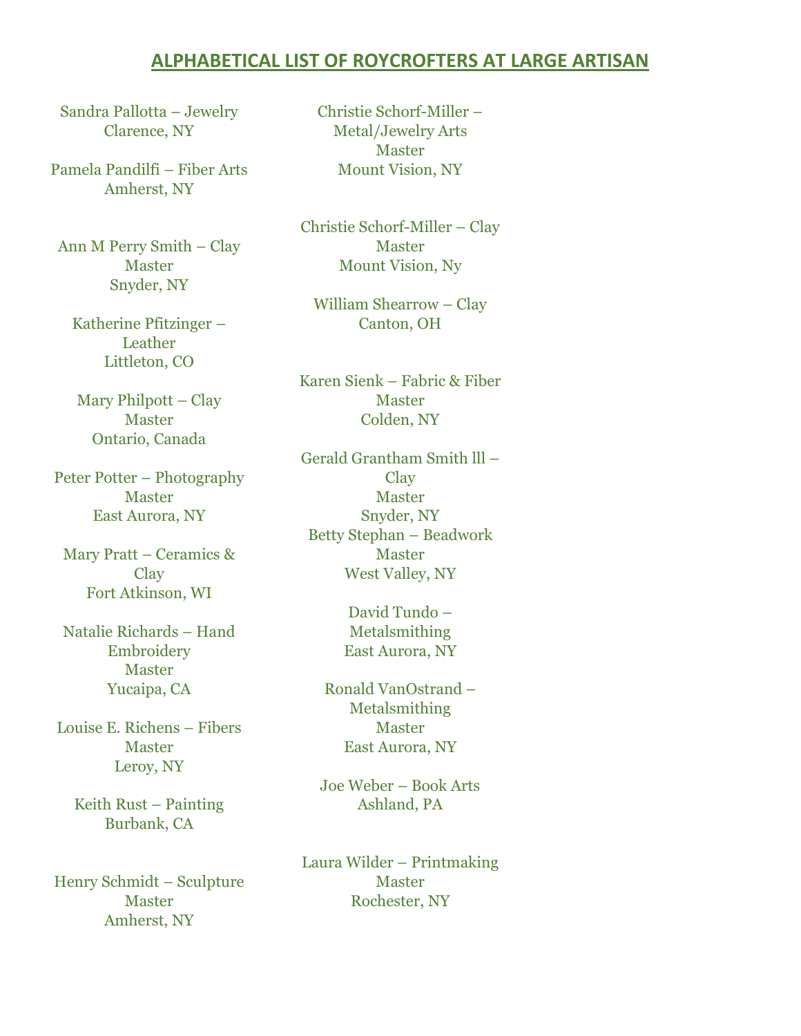## ALPHABETICAL LIST OF ROYCROFTERS AT LARGE ARTISAN

Sandra Pallotta – Jewelry
Clarence, NY

Pamela Pandilfi – Fiber Arts
Amherst, NY

Ann M Perry Smith – Clay
Master
Snyder, NY

Katherine Pfitzinger – Leather
Littleton, CO

Mary Philpott – Clay
Master
Ontario, Canada

Peter Potter – Photography
Master
East Aurora, NY

Mary Pratt – Ceramics & Clay
Fort Atkinson, WI

Natalie Richards – Hand Embroidery
Master
Yucaipa, CA

Louise E. Richens – Fibers
Master
Leroy, NY

Keith Rust – Painting
Burbank, CA

Henry Schmidt – Sculpture
Master
Amherst, NY

Christie Schorf-Miller – Metal/Jewelry Arts
Master
Mount Vision, NY

Christie Schorf-Miller – Clay
Master
Mount Vision, Ny

William Shearrow – Clay
Canton, OH

Karen Sienk – Fabric & Fiber
Master
Colden, NY

Gerald Grantham Smith lll – Clay
Master
Snyder, NY

Betty Stephan – Beadwork
Master
West Valley, NY

David Tundo – Metalsmithing
East Aurora, NY

Ronald VanOstrand – Metalsmithing
Master
East Aurora, NY

Joe Weber – Book Arts
Ashland, PA

Laura Wilder – Printmaking
Master
Rochester, NY